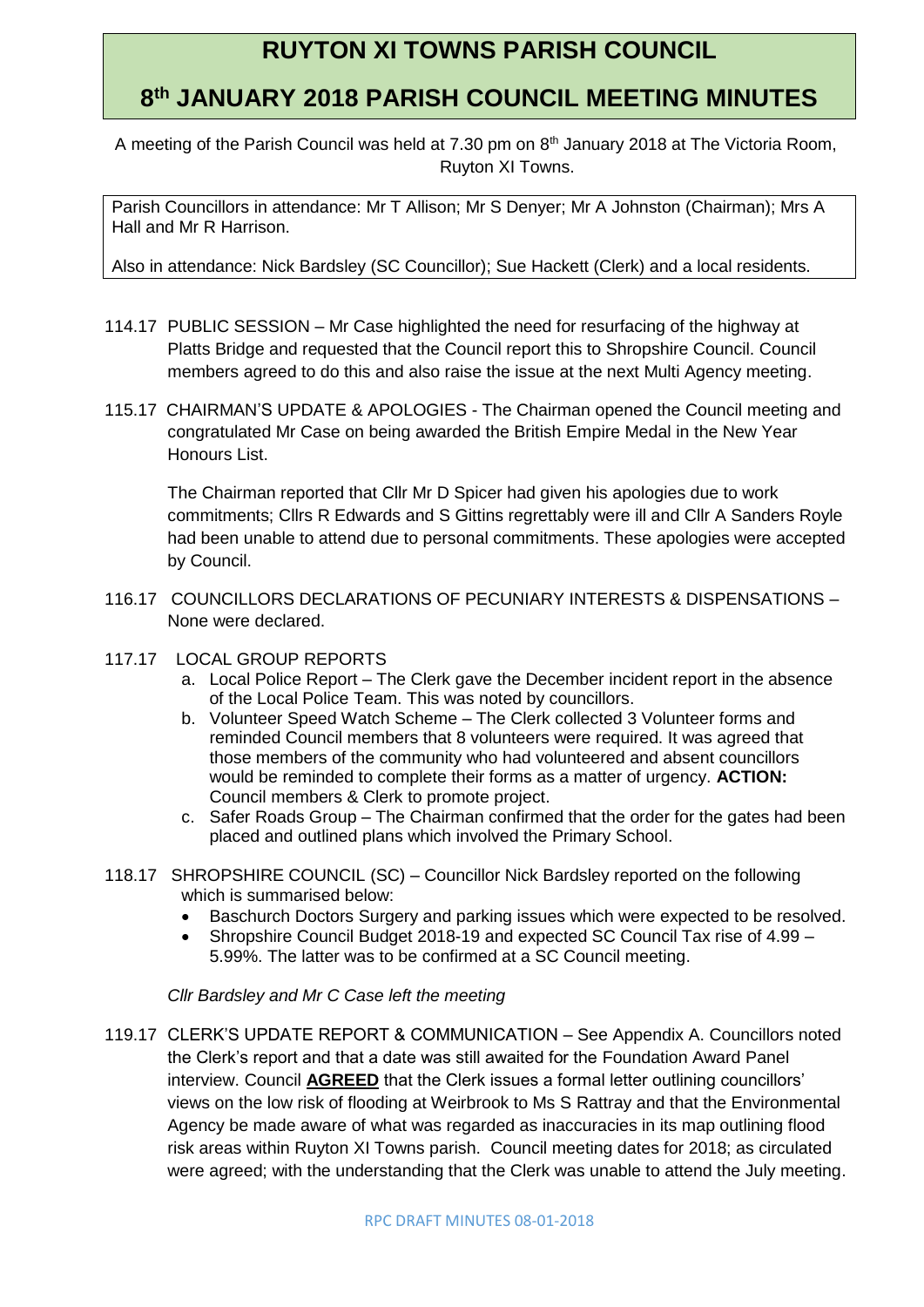# RUYTON XI TOWNS PARISH COUNCIL

# 8th JANUARY 2018 PARISH COUNCIL MEETING MINUTES

A meeting of the Parish Council was held at 7.30 pm on 8th January 2018 at The Victoria Room, Ruyton XI Towns.

Parish Councillors in attendance: Mr T Allison; Mr S Denyer; Mr A Johnston (Chairman); Mrs A Hall and Mr R Harrison.

Also in attendance: Nick Bardsley (SC Councillor); Sue Hackett (Clerk) and a local residents.

114.17 PUBLIC SESSION – Mr Case highlighted the need for resurfacing of the highway at Platts Bridge and requested that the Council report this to Shropshire Council. Council members agreed to do this and also raise the issue at the next Multi Agency meeting.

115.17 CHAIRMAN'S UPDATE & APOLOGIES - The Chairman opened the Council meeting and congratulated Mr Case on being awarded the British Empire Medal in the New Year Honours List.

The Chairman reported that Cllr Mr D Spicer had given his apologies due to work commitments; Cllrs R Edwards and S Gittins regrettably were ill and Cllr A Sanders Royle had been unable to attend due to personal commitments. These apologies were accepted by Council.

116.17 COUNCILLORS DECLARATIONS OF PECUNIARY INTERESTS & DISPENSATIONS – None were declared.

117.17 LOCAL GROUP REPORTS

a. Local Police Report – The Clerk gave the December incident report in the absence of the Local Police Team. This was noted by councillors.
b. Volunteer Speed Watch Scheme – The Clerk collected 3 Volunteer forms and reminded Council members that 8 volunteers were required. It was agreed that those members of the community who had volunteered and absent councillors would be reminded to complete their forms as a matter of urgency. **ACTION:** Council members & Clerk to promote project.
c. Safer Roads Group – The Chairman confirmed that the order for the gates had been placed and outlined plans which involved the Primary School.

118.17 SHROPSHIRE COUNCIL (SC) – Councillor Nick Bardsley reported on the following which is summarised below:

- Baschurch Doctors Surgery and parking issues which were expected to be resolved.
- Shropshire Council Budget 2018-19 and expected SC Council Tax rise of 4.99 – 5.99%. The latter was to be confirmed at a SC Council meeting.

*Cllr Bardsley and Mr C Case left the meeting*

119.17 CLERK'S UPDATE REPORT & COMMUNICATION – See Appendix A. Councillors noted the Clerk's report and that a date was still awaited for the Foundation Award Panel interview. Council **AGREED** that the Clerk issues a formal letter outlining councillors' views on the low risk of flooding at Weirbrook to Ms S Rattray and that the Environmental Agency be made aware of what was regarded as inaccuracies in its map outlining flood risk areas within Ruyton XI Towns parish. Council meeting dates for 2018; as circulated were agreed; with the understanding that the Clerk was unable to attend the July meeting.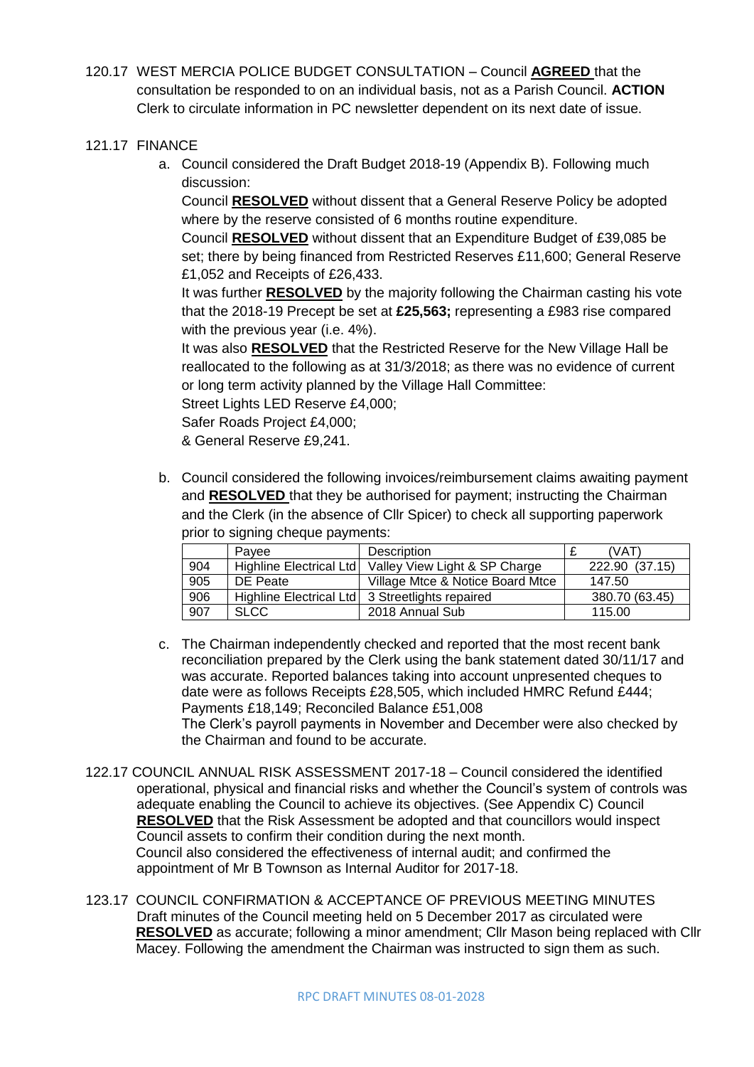120.17 WEST MERCIA POLICE BUDGET CONSULTATION – Council **AGREED** that the consultation be responded to on an individual basis, not as a Parish Council. **ACTION** Clerk to circulate information in PC newsletter dependent on its next date of issue.

121.17 FINANCE

a. Council considered the Draft Budget 2018-19 (Appendix B). Following much discussion:

   Council **RESOLVED** without dissent that a General Reserve Policy be adopted where by the reserve consisted of 6 months routine expenditure.

   Council **RESOLVED** without dissent that an Expenditure Budget of £39,085 be set; there by being financed from Restricted Reserves £11,600; General Reserve £1,052 and Receipts of £26,433.

   It was further **RESOLVED** by the majority following the Chairman casting his vote that the 2018-19 Precept be set at **£25,563;** representing a £983 rise compared with the previous year (i.e. 4%).

   It was also **RESOLVED** that the Restricted Reserve for the New Village Hall be reallocated to the following as at 31/3/2018; as there was no evidence of current or long term activity planned by the Village Hall Committee:

   Street Lights LED Reserve £4,000;

   Safer Roads Project £4,000;

   & General Reserve £9,241.

b. Council considered the following invoices/reimbursement claims awaiting payment and **RESOLVED** that they be authorised for payment; instructing the Chairman and the Clerk (in the absence of Cllr Spicer) to check all supporting paperwork prior to signing cheque payments:

| | Payee | Description | £ (VAT) |
|---|---|---|---|
| 904 | Highline Electrical Ltd | Valley View Light & SP Charge | 222.90 (37.15) |
| 905 | DE Peate | Village Mtce & Notice Board Mtce | 147.50 |
| 906 | Highline Electrical Ltd | 3 Streetlights repaired | 380.70 (63.45) |
| 907 | SLCC | 2018 Annual Sub | 115.00 |

c. The Chairman independently checked and reported that the most recent bank reconciliation prepared by the Clerk using the bank statement dated 30/11/17 and was accurate. Reported balances taking into account unpresented cheques to date were as follows Receipts £28,505, which included HMRC Refund £444; Payments £18,149; Reconciled Balance £51,008

   The Clerk's payroll payments in November and December were also checked by the Chairman and found to be accurate.

122.17 COUNCIL ANNUAL RISK ASSESSMENT 2017-18 – Council considered the identified operational, physical and financial risks and whether the Council's system of controls was adequate enabling the Council to achieve its objectives. (See Appendix C) Council **RESOLVED** that the Risk Assessment be adopted and that councillors would inspect Council assets to confirm their condition during the next month.

Council also considered the effectiveness of internal audit; and confirmed the appointment of Mr B Townson as Internal Auditor for 2017-18.

123.17 COUNCIL CONFIRMATION & ACCEPTANCE OF PREVIOUS MEETING MINUTES

Draft minutes of the Council meeting held on 5 December 2017 as circulated were **RESOLVED** as accurate; following a minor amendment; Cllr Mason being replaced with Cllr Macey. Following the amendment the Chairman was instructed to sign them as such.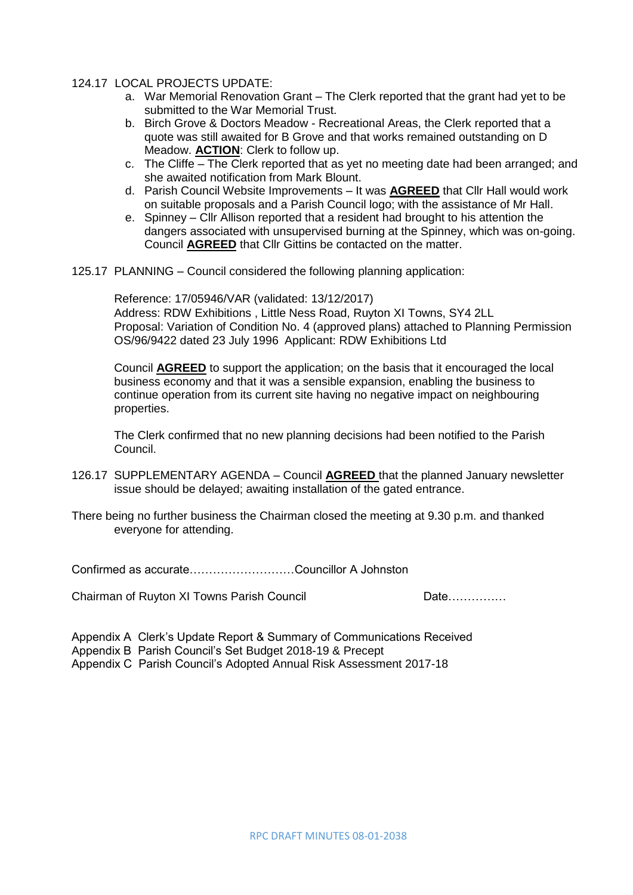124.17 LOCAL PROJECTS UPDATE:

a. War Memorial Renovation Grant – The Clerk reported that the grant had yet to be submitted to the War Memorial Trust.
b. Birch Grove & Doctors Meadow - Recreational Areas, the Clerk reported that a quote was still awaited for B Grove and that works remained outstanding on D Meadow. **ACTION**: Clerk to follow up.
c. The Cliffe – The Clerk reported that as yet no meeting date had been arranged; and she awaited notification from Mark Blount.
d. Parish Council Website Improvements – It was **AGREED** that Cllr Hall would work on suitable proposals and a Parish Council logo; with the assistance of Mr Hall.
e. Spinney – Cllr Allison reported that a resident had brought to his attention the dangers associated with unsupervised burning at the Spinney, which was on-going. Council **AGREED** that Cllr Gittins be contacted on the matter.

125.17 PLANNING – Council considered the following planning application:

Reference: 17/05946/VAR (validated: 13/12/2017)
Address: RDW Exhibitions , Little Ness Road, Ruyton XI Towns, SY4 2LL
Proposal: Variation of Condition No. 4 (approved plans) attached to Planning Permission OS/96/9422 dated 23 July 1996 Applicant: RDW Exhibitions Ltd

Council **AGREED** to support the application; on the basis that it encouraged the local business economy and that it was a sensible expansion, enabling the business to continue operation from its current site having no negative impact on neighbouring properties.

The Clerk confirmed that no new planning decisions had been notified to the Parish Council.

126.17 SUPPLEMENTARY AGENDA – Council **AGREED** that the planned January newsletter issue should be delayed; awaiting installation of the gated entrance.

There being no further business the Chairman closed the meeting at 9.30 p.m. and thanked everyone for attending.

Confirmed as accurate………………………Councillor A Johnston

Chairman of Ruyton XI Towns Parish Council Date……………

Appendix A Clerk's Update Report & Summary of Communications Received
Appendix B Parish Council's Set Budget 2018-19 & Precept
Appendix C Parish Council's Adopted Annual Risk Assessment 2017-18